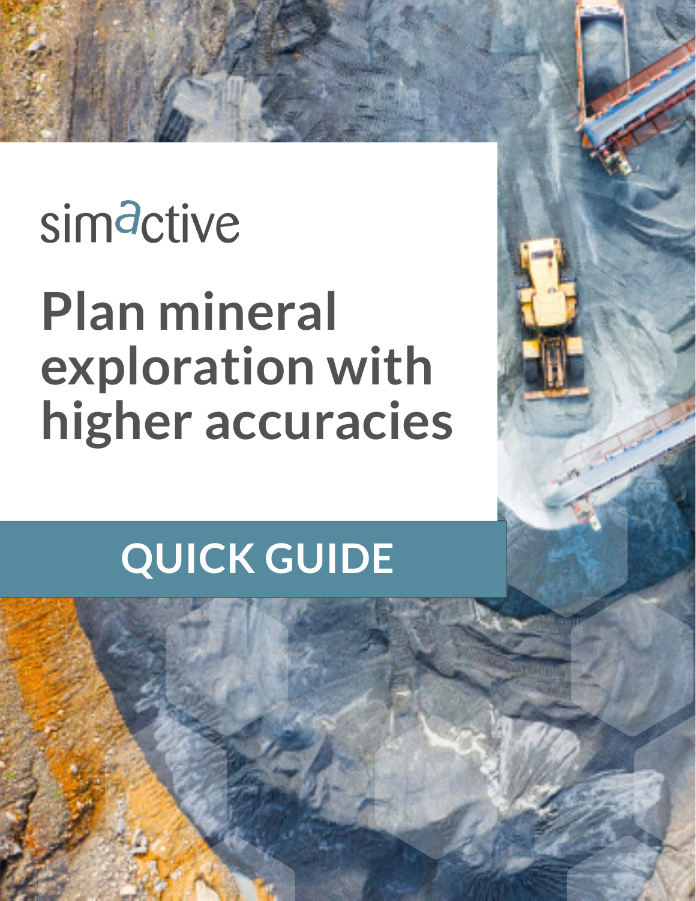simactive

# Plan mineral exploration with higher accuracies

## QUICK GUIDE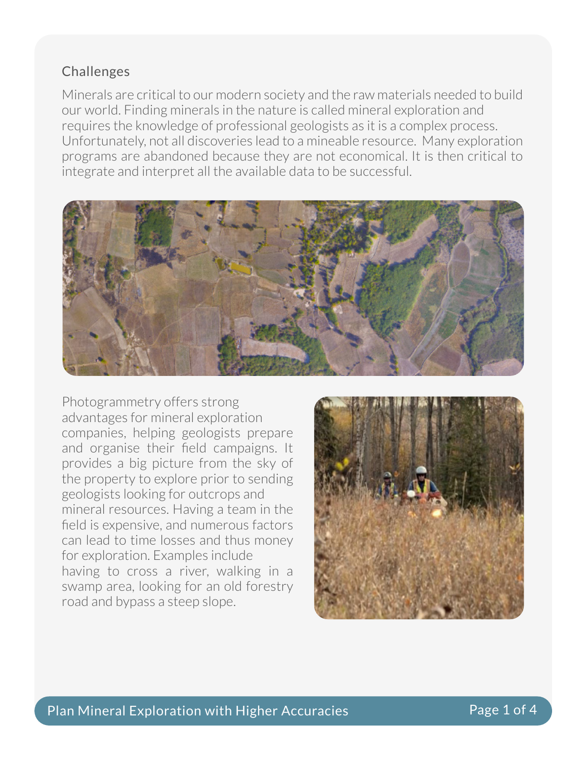## Challenges

Minerals are critical to our modern society and the raw materials needed to build our world. Finding minerals in the nature is called mineral exploration and requires the knowledge of professional geologists as it is a complex process. Unfortunately, not all discoveries lead to a mineable resource. Many exploration programs are abandoned because they are not economical. It is then critical to integrate and interpret all the available data to be successful.

Photogrammetry offers strong advantages for mineral exploration companies, helping geologists prepare and organise their field campaigns. It provides a big picture from the sky of the property to explore prior to sending geologists looking for outcrops and mineral resources. Having a team in the field is expensive, and numerous factors can lead to time losses and thus money for exploration. Examples include having to cross a river, walking in a swamp area, looking for an old forestry road and bypass a steep slope.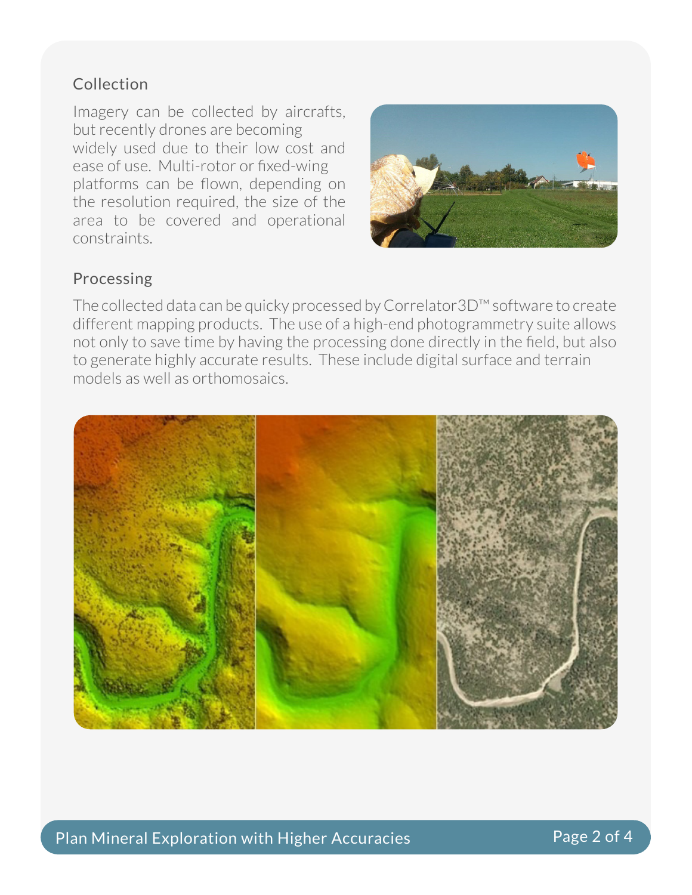## Collection

Imagery can be collected by aircrafts, but recently drones are becoming widely used due to their low cost and ease of use. Multi-rotor or fixed-wing platforms can be flown, depending on the resolution required, the size of the area to be covered and operational constraints.

## Processing

The collected data can be quicky processed by Correlator3D™ software to create different mapping products. The use of a high-end photogrammetry suite allows not only to save time by having the processing done directly in the field, but also to generate highly accurate results. These include digital surface and terrain models as well as orthomosaics.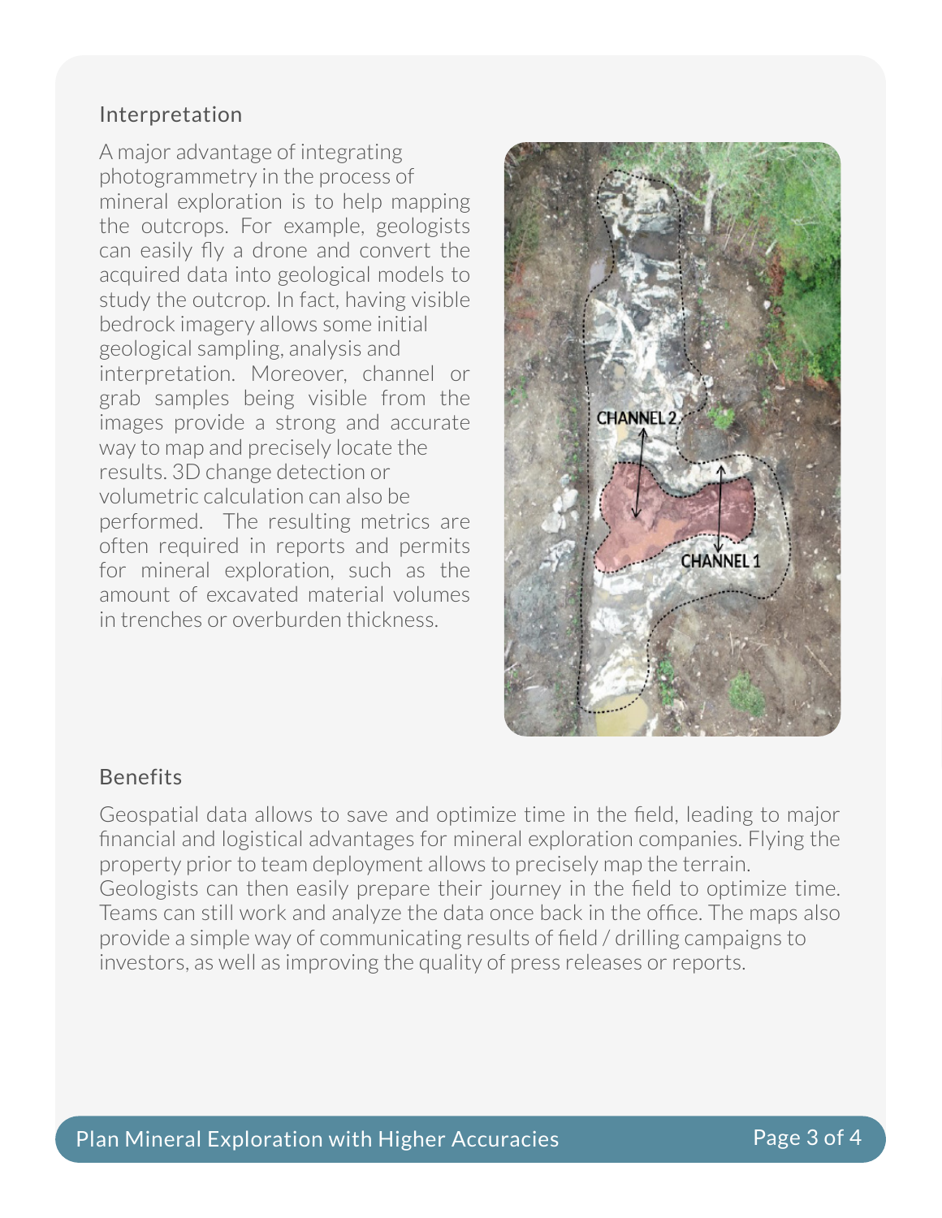## Interpretation

A major advantage of integrating photogrammetry in the process of mineral exploration is to help mapping the outcrops. For example, geologists can easily fly a drone and convert the acquired data into geological models to study the outcrop. In fact, having visible bedrock imagery allows some initial geological sampling, analysis and interpretation. Moreover, channel or grab samples being visible from the images provide a strong and accurate way to map and precisely locate the results. 3D change detection or volumetric calculation can also be performed. The resulting metrics are often required in reports and permits for mineral exploration, such as the amount of excavated material volumes in trenches or overburden thickness.

## Benefits

Geospatial data allows to save and optimize time in the field, leading to major financial and logistical advantages for mineral exploration companies. Flying the property prior to team deployment allows to precisely map the terrain. Geologists can then easily prepare their journey in the field to optimize time. Teams can still work and analyze the data once back in the office. The maps also provide a simple way of communicating results of field / drilling campaigns to investors, as well as improving the quality of press releases or reports.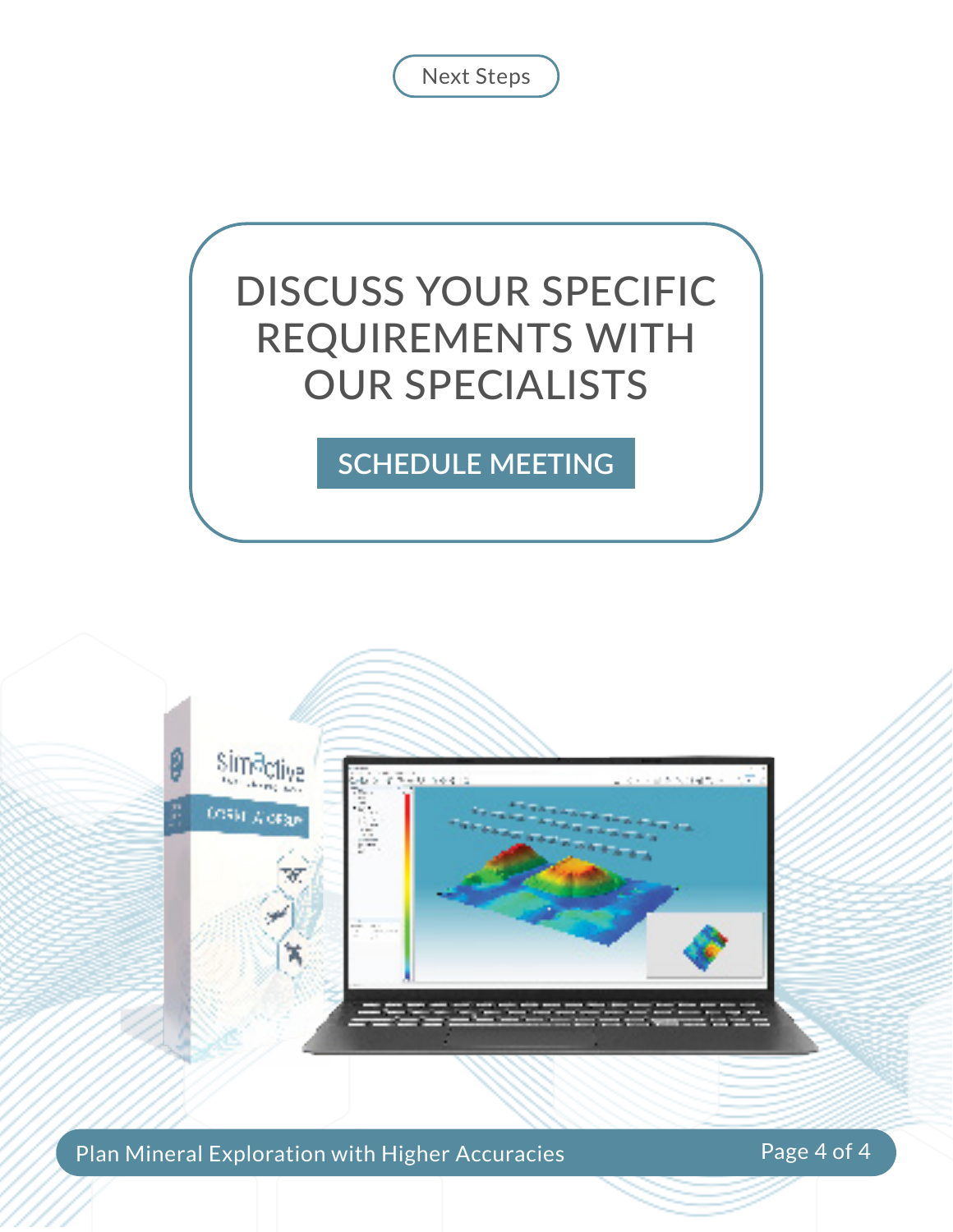Next Steps

# DISCUSS YOUR SPECIFIC REQUIREMENTS WITH OUR SPECIALISTS

SCHEDULE MEETING